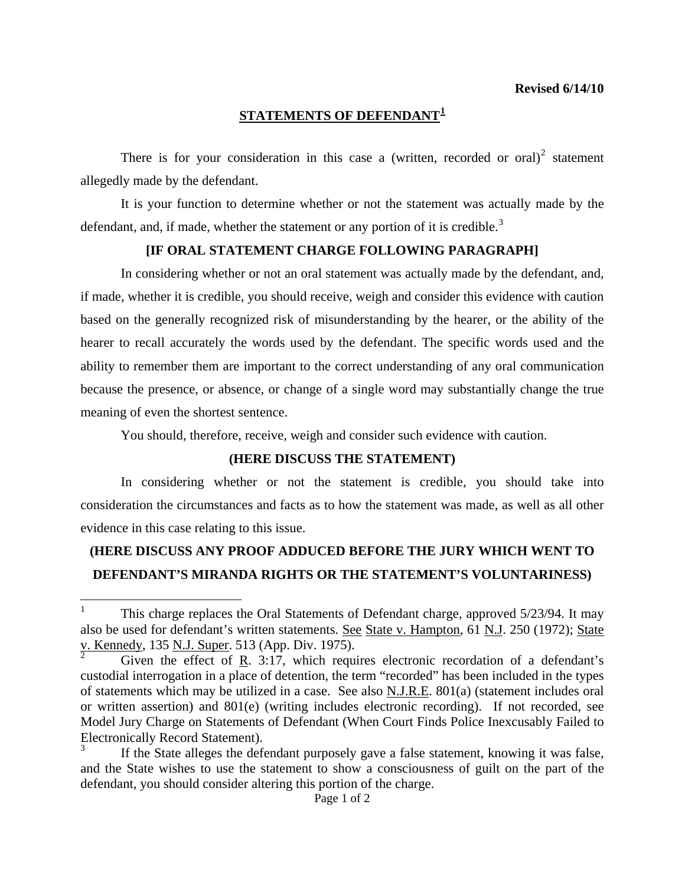**Revised 6/14/10**

## STATEMENTS OF DEFENDANT[1]

There is for your consideration in this case a (written, recorded or oral)[2] statement allegedly made by the defendant.

It is your function to determine whether or not the statement was actually made by the defendant, and, if made, whether the statement or any portion of it is credible.[3]

**[IF ORAL STATEMENT CHARGE FOLLOWING PARAGRAPH]**

In considering whether or not an oral statement was actually made by the defendant, and, if made, whether it is credible, you should receive, weigh and consider this evidence with caution based on the generally recognized risk of misunderstanding by the hearer, or the ability of the hearer to recall accurately the words used by the defendant. The specific words used and the ability to remember them are important to the correct understanding of any oral communication because the presence, or absence, or change of a single word may substantially change the true meaning of even the shortest sentence.

You should, therefore, receive, weigh and consider such evidence with caution.

**(HERE DISCUSS THE STATEMENT)**

In considering whether or not the statement is credible, you should take into consideration the circumstances and facts as to how the statement was made, as well as all other evidence in this case relating to this issue.

**(HERE DISCUSS ANY PROOF ADDUCED BEFORE THE JURY WHICH WENT TO DEFENDANT'S MIRANDA RIGHTS OR THE STATEMENT'S VOLUNTARINESS)**

---

[1] This charge replaces the Oral Statements of Defendant charge, approved 5/23/94. It may also be used for defendant's written statements. See State v. Hampton, 61 N.J. 250 (1972); State v. Kennedy, 135 N.J. Super. 513 (App. Div. 1975).

[2] Given the effect of R. 3:17, which requires electronic recordation of a defendant's custodial interrogation in a place of detention, the term "recorded" has been included in the types of statements which may be utilized in a case. See also N.J.R.E. 801(a) (statement includes oral or written assertion) and 801(e) (writing includes electronic recording). If not recorded, see Model Jury Charge on Statements of Defendant (When Court Finds Police Inexcusably Failed to Electronically Record Statement).

[3] If the State alleges the defendant purposely gave a false statement, knowing it was false, and the State wishes to use the statement to show a consciousness of guilt on the part of the defendant, you should consider altering this portion of the charge.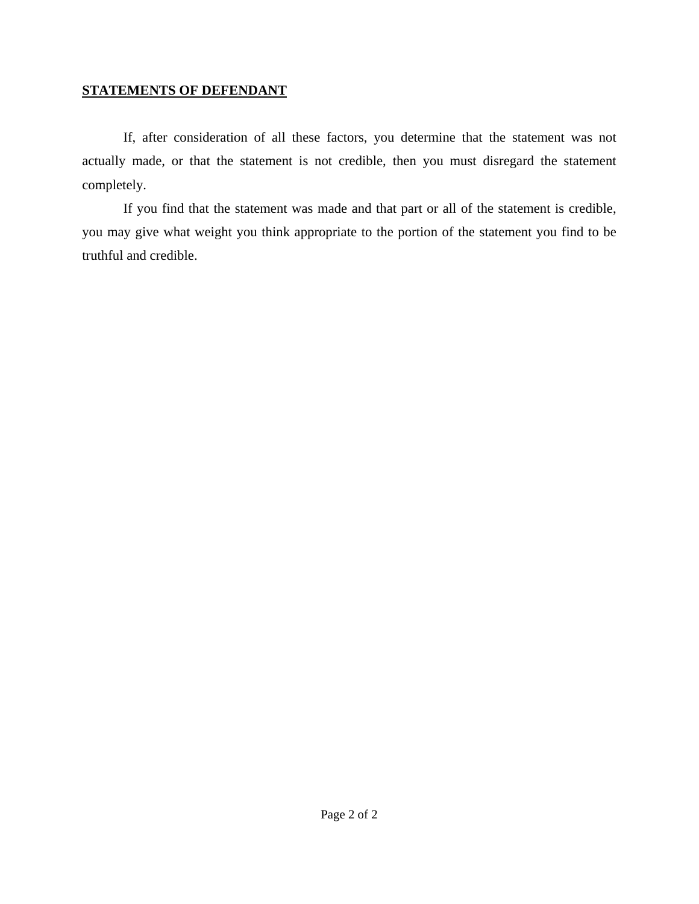**STATEMENTS OF DEFENDANT**

If, after consideration of all these factors, you determine that the statement was not actually made, or that the statement is not credible, then you must disregard the statement completely.

If you find that the statement was made and that part or all of the statement is credible, you may give what weight you think appropriate to the portion of the statement you find to be truthful and credible.